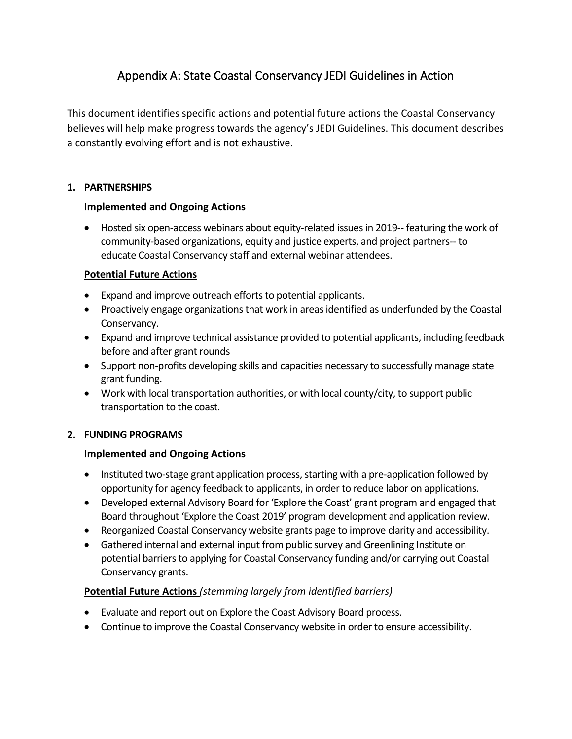# Appendix A: State Coastal Conservancy JEDI Guidelines in Action

This document identifies specific actions and potential future actions the Coastal Conservancy believes will help make progress towards the agency's JEDI Guidelines. This document describes a constantly evolving effort and is not exhaustive.

## 1. PARTNERSHIPS

### Implemented and Ongoing Actions

- Hosted six open-access webinars about equity-related issues in 2019-- featuring the work of community-based organizations, equity and justice experts, and project partners-- to educate Coastal Conservancy staff and external webinar attendees.

### Potential Future Actions

- Expand and improve outreach efforts to potential applicants.
- Proactively engage organizations that work in areas identified as underfunded by the Coastal Conservancy.
- Expand and improve technical assistance provided to potential applicants, including feedback before and after grant rounds
- Support non-profits developing skills and capacities necessary to successfully manage state grant funding.
- Work with local transportation authorities, or with local county/city, to support public transportation to the coast.

## 2. FUNDING PROGRAMS

### Implemented and Ongoing Actions

- Instituted two-stage grant application process, starting with a pre-application followed by opportunity for agency feedback to applicants, in order to reduce labor on applications.
- Developed external Advisory Board for 'Explore the Coast' grant program and engaged that Board throughout 'Explore the Coast 2019' program development and application review.
- Reorganized Coastal Conservancy website grants page to improve clarity and accessibility.
- Gathered internal and external input from public survey and Greenlining Institute on potential barriers to applying for Coastal Conservancy funding and/or carrying out Coastal Conservancy grants.

### Potential Future Actions *(stemming largely from identified barriers)*

- Evaluate and report out on Explore the Coast Advisory Board process.
- Continue to improve the Coastal Conservancy website in order to ensure accessibility.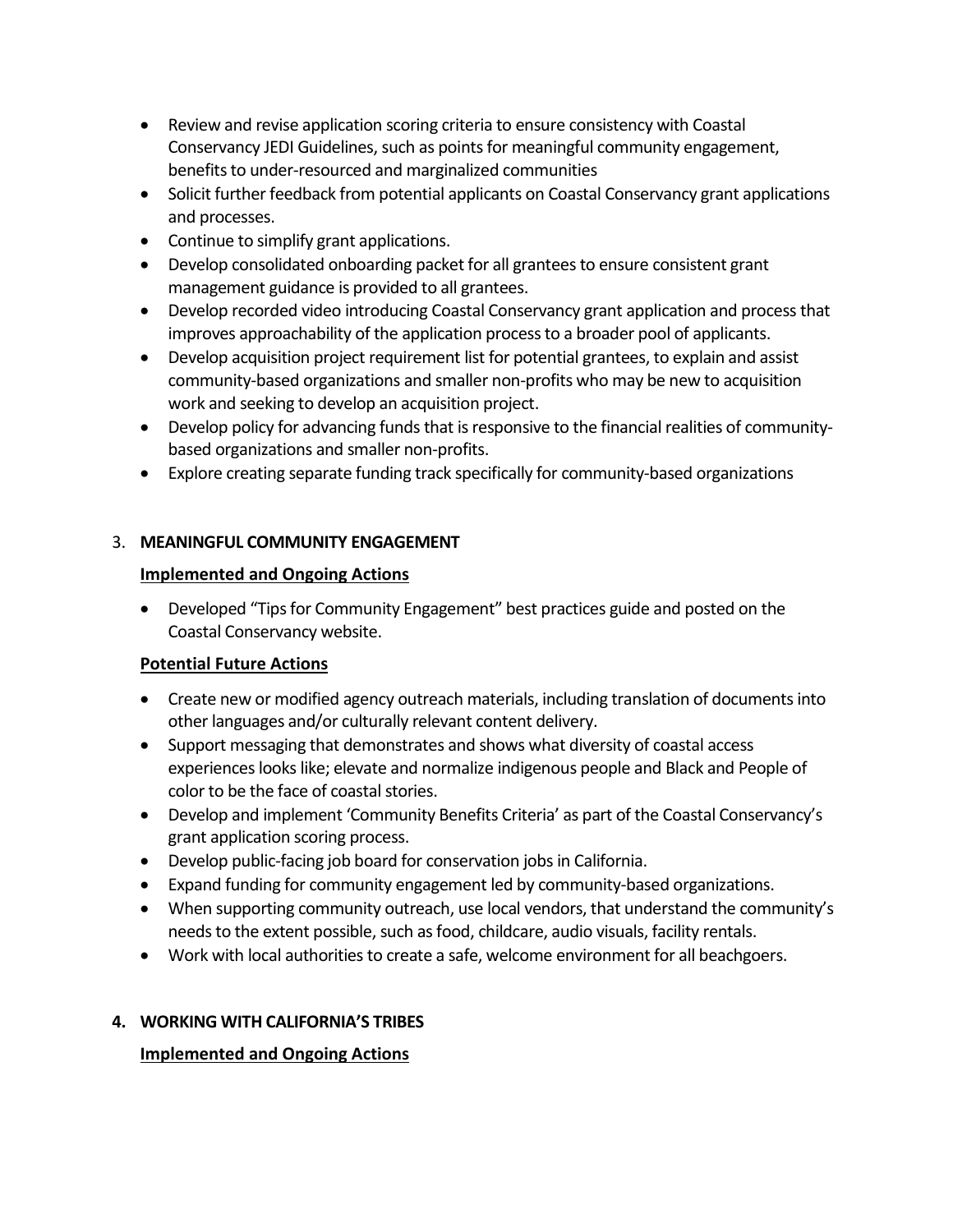- Review and revise application scoring criteria to ensure consistency with Coastal Conservancy JEDI Guidelines, such as points for meaningful community engagement, benefits to under-resourced and marginalized communities
- Solicit further feedback from potential applicants on Coastal Conservancy grant applications and processes.
- Continue to simplify grant applications.
- Develop consolidated onboarding packet for all grantees to ensure consistent grant management guidance is provided to all grantees.
- Develop recorded video introducing Coastal Conservancy grant application and process that improves approachability of the application process to a broader pool of applicants.
- Develop acquisition project requirement list for potential grantees, to explain and assist community-based organizations and smaller non-profits who may be new to acquisition work and seeking to develop an acquisition project.
- Develop policy for advancing funds that is responsive to the financial realities of community-based organizations and smaller non-profits.
- Explore creating separate funding track specifically for community-based organizations

3. **MEANINGFUL COMMUNITY ENGAGEMENT**

**<u>Implemented and Ongoing Actions</u>**

- Developed "Tips for Community Engagement" best practices guide and posted on the Coastal Conservancy website.

**<u>Potential Future Actions</u>**

- Create new or modified agency outreach materials, including translation of documents into other languages and/or culturally relevant content delivery.
- Support messaging that demonstrates and shows what diversity of coastal access experiences looks like; elevate and normalize indigenous people and Black and People of color to be the face of coastal stories.
- Develop and implement 'Community Benefits Criteria' as part of the Coastal Conservancy's grant application scoring process.
- Develop public-facing job board for conservation jobs in California.
- Expand funding for community engagement led by community-based organizations.
- When supporting community outreach, use local vendors, that understand the community's needs to the extent possible, such as food, childcare, audio visuals, facility rentals.
- Work with local authorities to create a safe, welcome environment for all beachgoers.

4. **WORKING WITH CALIFORNIA'S TRIBES**

**<u>Implemented and Ongoing Actions</u>**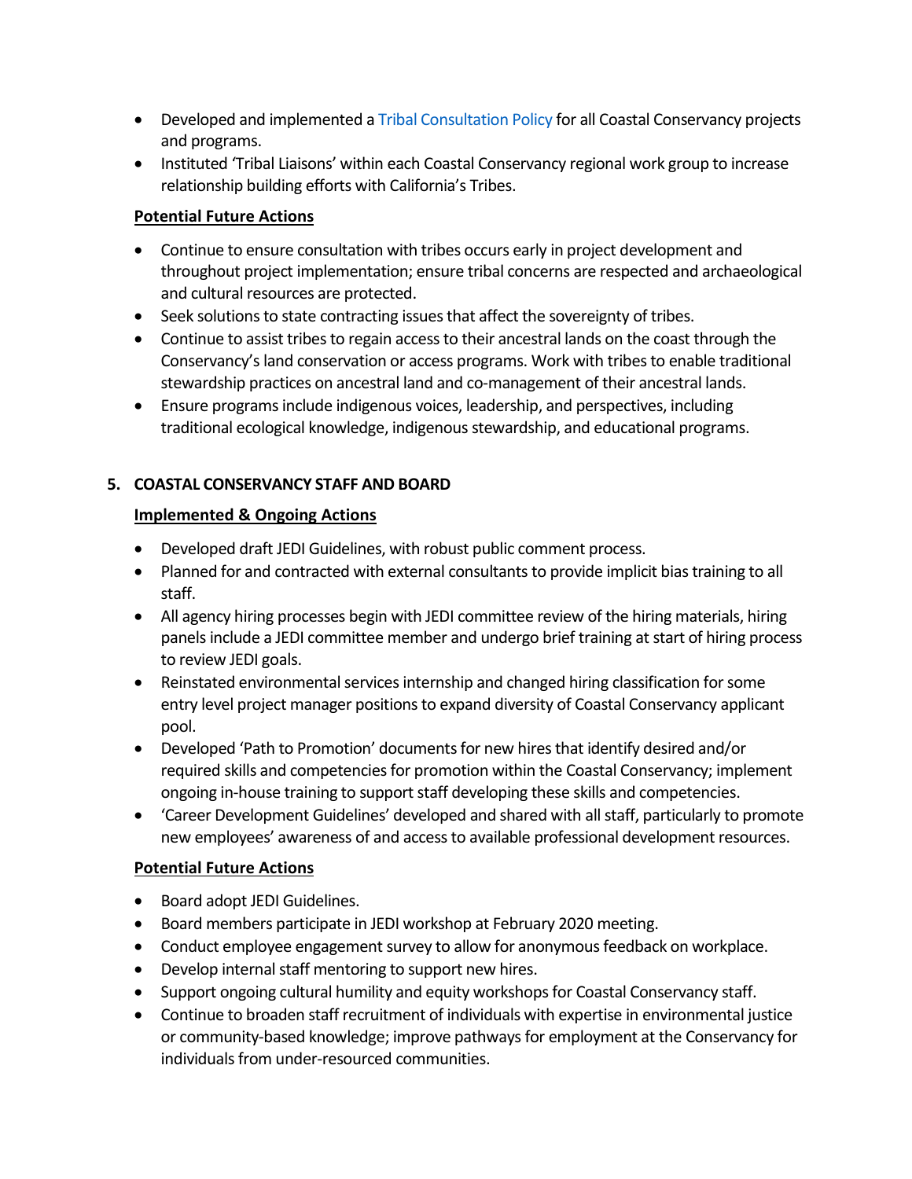- Developed and implemented a Tribal Consultation Policy for all Coastal Conservancy projects and programs.
- Instituted 'Tribal Liaisons' within each Coastal Conservancy regional work group to increase relationship building efforts with California's Tribes.

**Potential Future Actions**

- Continue to ensure consultation with tribes occurs early in project development and throughout project implementation; ensure tribal concerns are respected and archaeological and cultural resources are protected.
- Seek solutions to state contracting issues that affect the sovereignty of tribes.
- Continue to assist tribes to regain access to their ancestral lands on the coast through the Conservancy's land conservation or access programs. Work with tribes to enable traditional stewardship practices on ancestral land and co-management of their ancestral lands.
- Ensure programs include indigenous voices, leadership, and perspectives, including traditional ecological knowledge, indigenous stewardship, and educational programs.

## 5. COASTAL CONSERVANCY STAFF AND BOARD

**Implemented & Ongoing Actions**

- Developed draft JEDI Guidelines, with robust public comment process.
- Planned for and contracted with external consultants to provide implicit bias training to all staff.
- All agency hiring processes begin with JEDI committee review of the hiring materials, hiring panels include a JEDI committee member and undergo brief training at start of hiring process to review JEDI goals.
- Reinstated environmental services internship and changed hiring classification for some entry level project manager positions to expand diversity of Coastal Conservancy applicant pool.
- Developed 'Path to Promotion' documents for new hires that identify desired and/or required skills and competencies for promotion within the Coastal Conservancy; implement ongoing in-house training to support staff developing these skills and competencies.
- 'Career Development Guidelines' developed and shared with all staff, particularly to promote new employees' awareness of and access to available professional development resources.

**Potential Future Actions**

- Board adopt JEDI Guidelines.
- Board members participate in JEDI workshop at February 2020 meeting.
- Conduct employee engagement survey to allow for anonymous feedback on workplace.
- Develop internal staff mentoring to support new hires.
- Support ongoing cultural humility and equity workshops for Coastal Conservancy staff.
- Continue to broaden staff recruitment of individuals with expertise in environmental justice or community-based knowledge; improve pathways for employment at the Conservancy for individuals from under-resourced communities.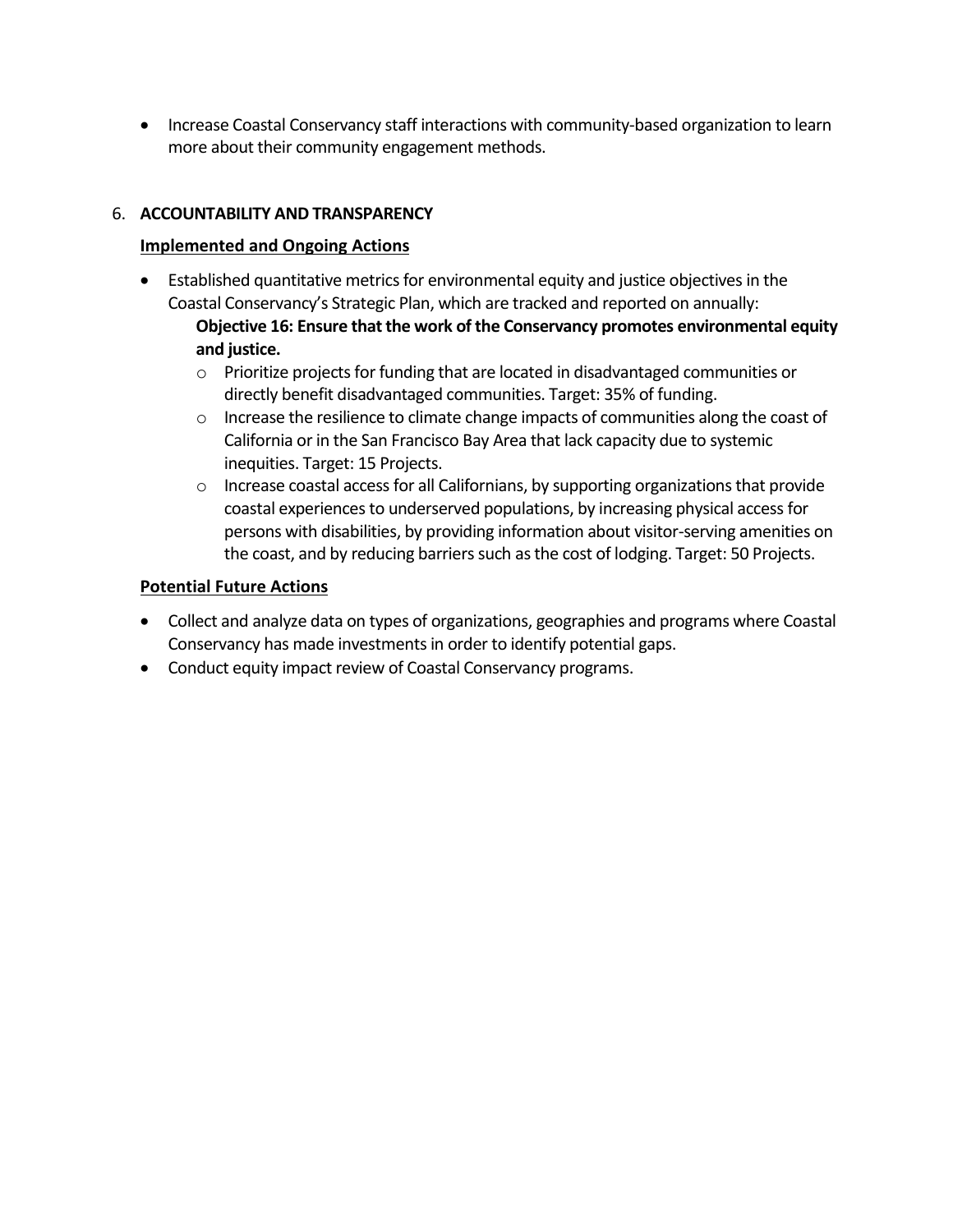- Increase Coastal Conservancy staff interactions with community-based organization to learn more about their community engagement methods.

6. **ACCOUNTABILITY AND TRANSPARENCY**

**<u>Implemented and Ongoing Actions</u>**

- Established quantitative metrics for environmental equity and justice objectives in the Coastal Conservancy's Strategic Plan, which are tracked and reported on annually:

  **Objective 16: Ensure that the work of the Conservancy promotes environmental equity and justice.**

  - Prioritize projects for funding that are located in disadvantaged communities or directly benefit disadvantaged communities. Target: 35% of funding.
  - Increase the resilience to climate change impacts of communities along the coast of California or in the San Francisco Bay Area that lack capacity due to systemic inequities. Target: 15 Projects.
  - Increase coastal access for all Californians, by supporting organizations that provide coastal experiences to underserved populations, by increasing physical access for persons with disabilities, by providing information about visitor-serving amenities on the coast, and by reducing barriers such as the cost of lodging. Target: 50 Projects.

**<u>Potential Future Actions</u>**

- Collect and analyze data on types of organizations, geographies and programs where Coastal Conservancy has made investments in order to identify potential gaps.
- Conduct equity impact review of Coastal Conservancy programs.